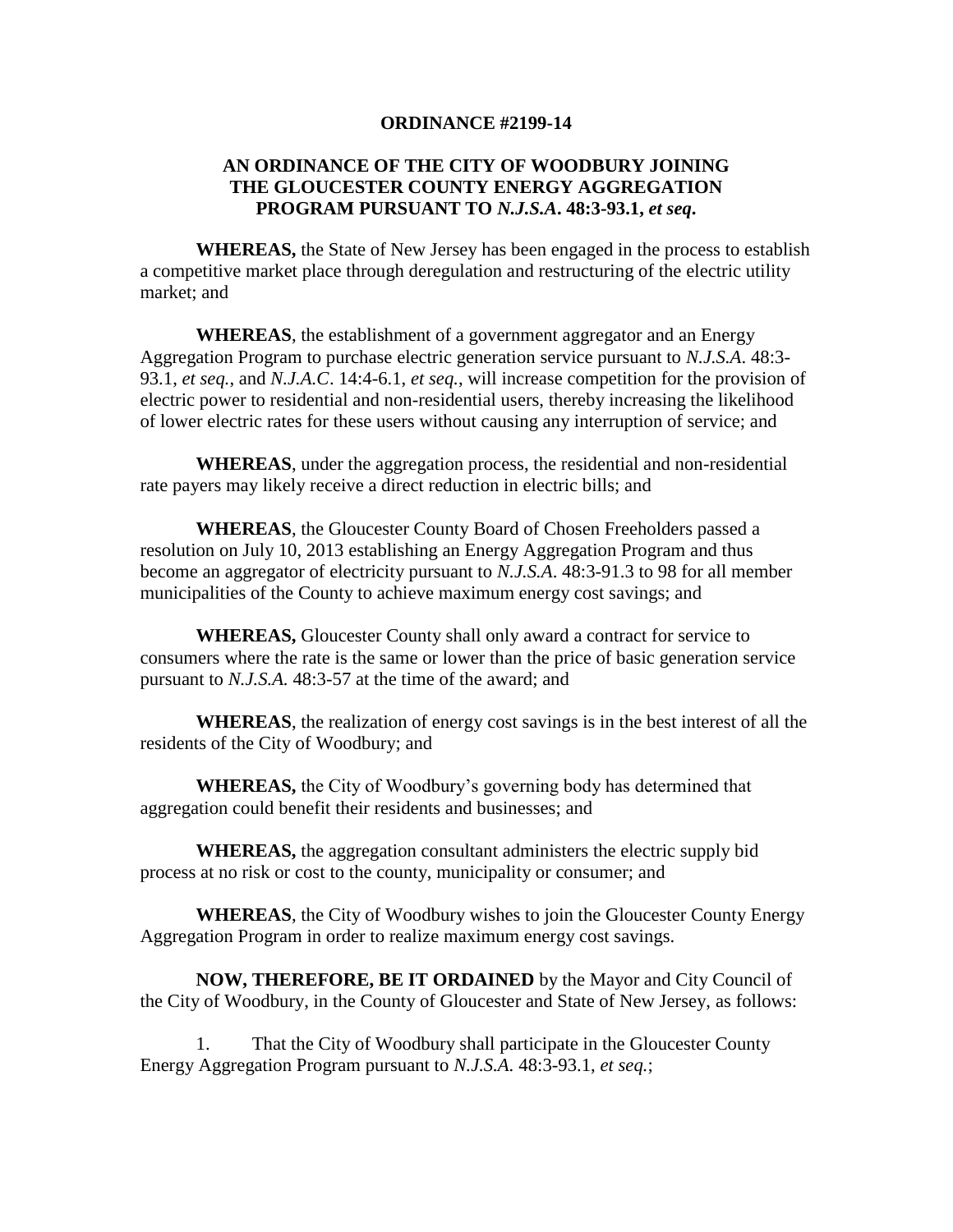**ORDINANCE #2199-14**

**AN ORDINANCE OF THE CITY OF WOODBURY JOINING THE GLOUCESTER COUNTY ENERGY AGGREGATION PROGRAM PURSUANT TO *N.J.S.A*. 48:3-93.1,** ***et seq*.**

**WHEREAS,** the State of New Jersey has been engaged in the process to establish a competitive market place through deregulation and restructuring of the electric utility market; and

**WHEREAS**, the establishment of a government aggregator and an Energy Aggregation Program to purchase electric generation service pursuant to *N.J.S.A*. 48:3-93.1, *et seq.*, and *N.J.A.C*. 14:4-6.1, *et seq.*, will increase competition for the provision of electric power to residential and non-residential users, thereby increasing the likelihood of lower electric rates for these users without causing any interruption of service; and

**WHEREAS**, under the aggregation process, the residential and non-residential rate payers may likely receive a direct reduction in electric bills; and

**WHEREAS**, the Gloucester County Board of Chosen Freeholders passed a resolution on July 10, 2013 establishing an Energy Aggregation Program and thus become an aggregator of electricity pursuant to *N.J.S.A*. 48:3-91.3 to 98 for all member municipalities of the County to achieve maximum energy cost savings; and

**WHEREAS,** Gloucester County shall only award a contract for service to consumers where the rate is the same or lower than the price of basic generation service pursuant to *N.J.S.A.* 48:3-57 at the time of the award; and

**WHEREAS**, the realization of energy cost savings is in the best interest of all the residents of the City of Woodbury; and

**WHEREAS,** the City of Woodbury's governing body has determined that aggregation could benefit their residents and businesses; and

**WHEREAS,** the aggregation consultant administers the electric supply bid process at no risk or cost to the county, municipality or consumer; and

**WHEREAS**, the City of Woodbury wishes to join the Gloucester County Energy Aggregation Program in order to realize maximum energy cost savings.

**NOW, THEREFORE, BE IT ORDAINED** by the Mayor and City Council of the City of Woodbury, in the County of Gloucester and State of New Jersey, as follows:

1. That the City of Woodbury shall participate in the Gloucester County Energy Aggregation Program pursuant to *N.J.S.A.* 48:3-93.1, *et seq.*;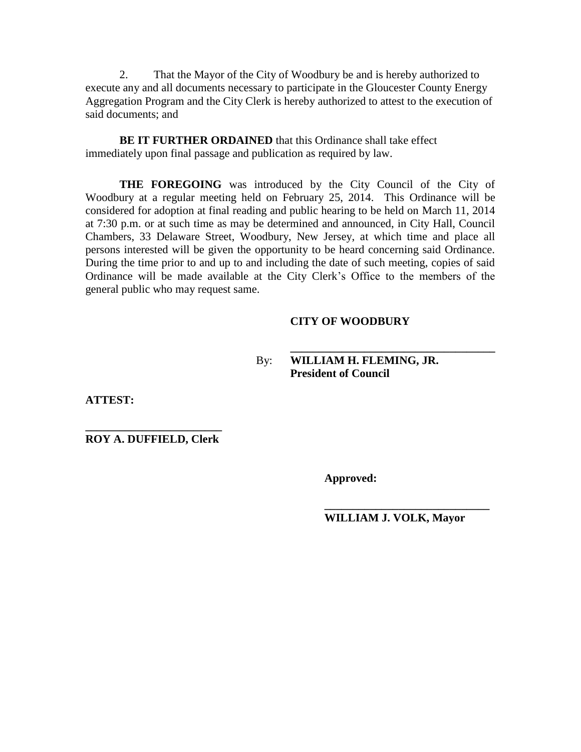2. That the Mayor of the City of Woodbury be and is hereby authorized to execute any and all documents necessary to participate in the Gloucester County Energy Aggregation Program and the City Clerk is hereby authorized to attest to the execution of said documents; and

**BE IT FURTHER ORDAINED** that this Ordinance shall take effect immediately upon final passage and publication as required by law.

**THE FOREGOING** was introduced by the City Council of the City of Woodbury at a regular meeting held on February 25, 2014. This Ordinance will be considered for adoption at final reading and public hearing to be held on March 11, 2014 at 7:30 p.m. or at such time as may be determined and announced, in City Hall, Council Chambers, 33 Delaware Street, Woodbury, New Jersey, at which time and place all persons interested will be given the opportunity to be heard concerning said Ordinance. During the time prior to and up to and including the date of such meeting, copies of said Ordinance will be made available at the City Clerk's Office to the members of the general public who may request same.

**CITY OF WOODBURY**

By: ____________________________________
**WILLIAM H. FLEMING, JR.**
**President of Council**

**ATTEST:**

________________________
**ROY A. DUFFIELD, Clerk**

**Approved:**

____________________________
**WILLIAM J. VOLK, Mayor**